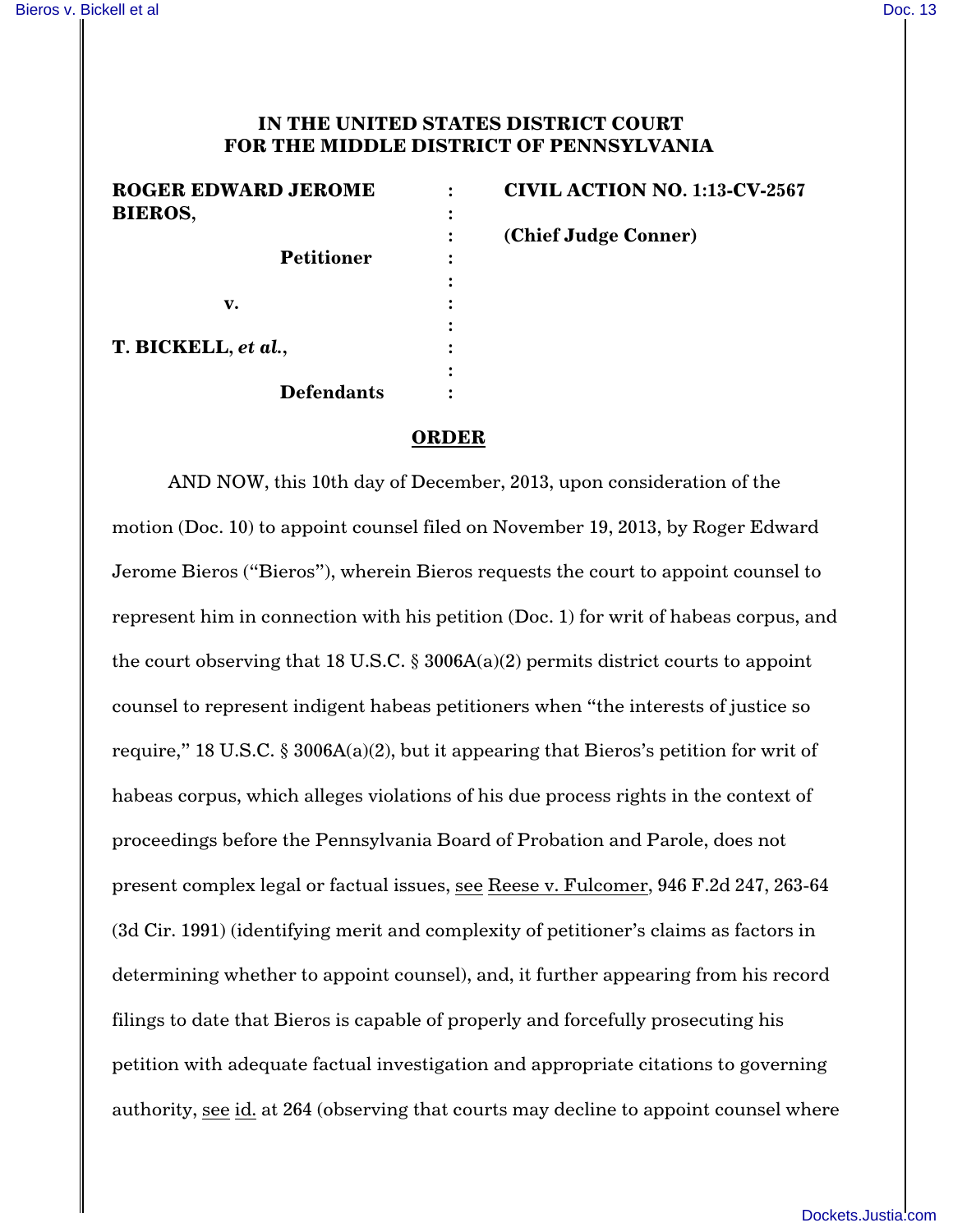**IN THE UNITED STATES DISTRICT COURT**
**FOR THE MIDDLE DISTRICT OF PENNSYLVANIA**

| | | |
|---|---|---|
| **ROGER EDWARD JEROME BIEROS,** | : | **CIVIL ACTION NO. 1:13-CV-2567** |
| **Petitioner** | : | **(Chief Judge Conner)** |
| **v.** | : | |
| **T. BICKELL, *et al.*,** | : | |
| **Defendants** | : | |

## ORDER

AND NOW, this 10th day of December, 2013, upon consideration of the motion (Doc. 10) to appoint counsel filed on November 19, 2013, by Roger Edward Jerome Bieros ("Bieros"), wherein Bieros requests the court to appoint counsel to represent him in connection with his petition (Doc. 1) for writ of habeas corpus, and the court observing that 18 U.S.C. § 3006A(a)(2) permits district courts to appoint counsel to represent indigent habeas petitioners when "the interests of justice so require," 18 U.S.C. § 3006A(a)(2), but it appearing that Bieros's petition for writ of habeas corpus, which alleges violations of his due process rights in the context of proceedings before the Pennsylvania Board of Probation and Parole, does not present complex legal or factual issues, see Reese v. Fulcomer, 946 F.2d 247, 263-64 (3d Cir. 1991) (identifying merit and complexity of petitioner's claims as factors in determining whether to appoint counsel), and, it further appearing from his record filings to date that Bieros is capable of properly and forcefully prosecuting his petition with adequate factual investigation and appropriate citations to governing authority, see id. at 264 (observing that courts may decline to appoint counsel where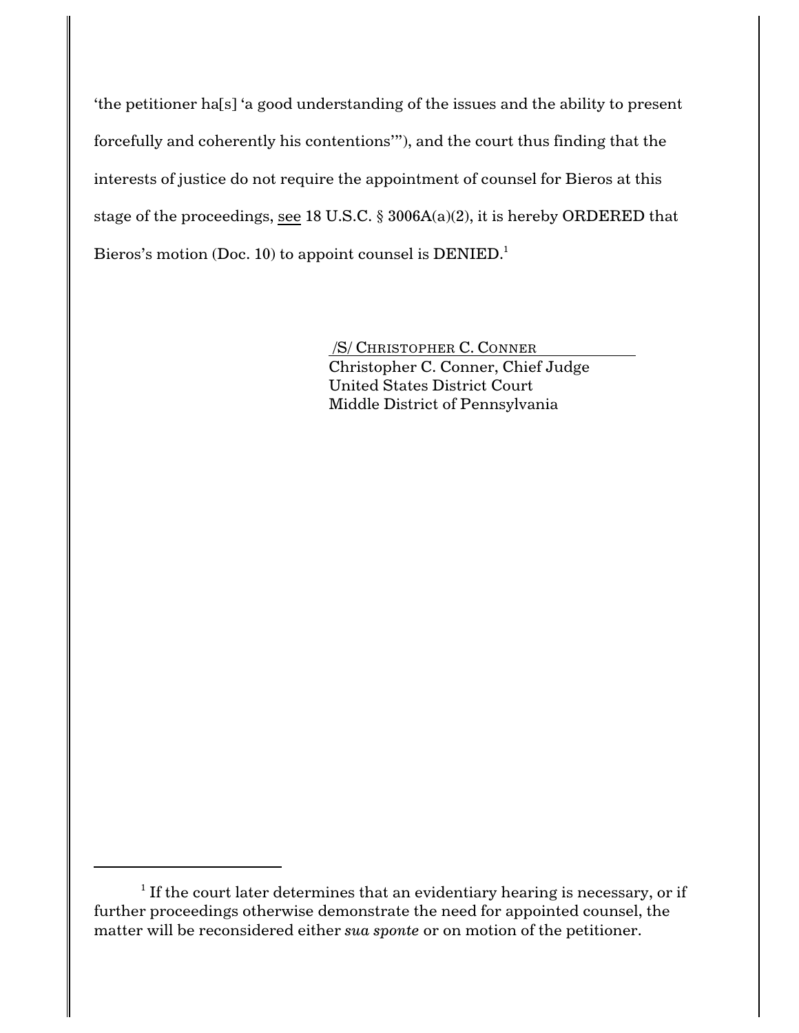'the petitioner ha[s] 'a good understanding of the issues and the ability to present forcefully and coherently his contentions'"), and the court thus finding that the interests of justice do not require the appointment of counsel for Bieros at this stage of the proceedings, see 18 U.S.C. § 3006A(a)(2), it is hereby ORDERED that Bieros's motion (Doc. 10) to appoint counsel is DENIED.[1]

/S/ CHRISTOPHER C. CONNER
Christopher C. Conner, Chief Judge
United States District Court
Middle District of Pennsylvania

---

[1] If the court later determines that an evidentiary hearing is necessary, or if further proceedings otherwise demonstrate the need for appointed counsel, the matter will be reconsidered either *sua sponte* or on motion of the petitioner.